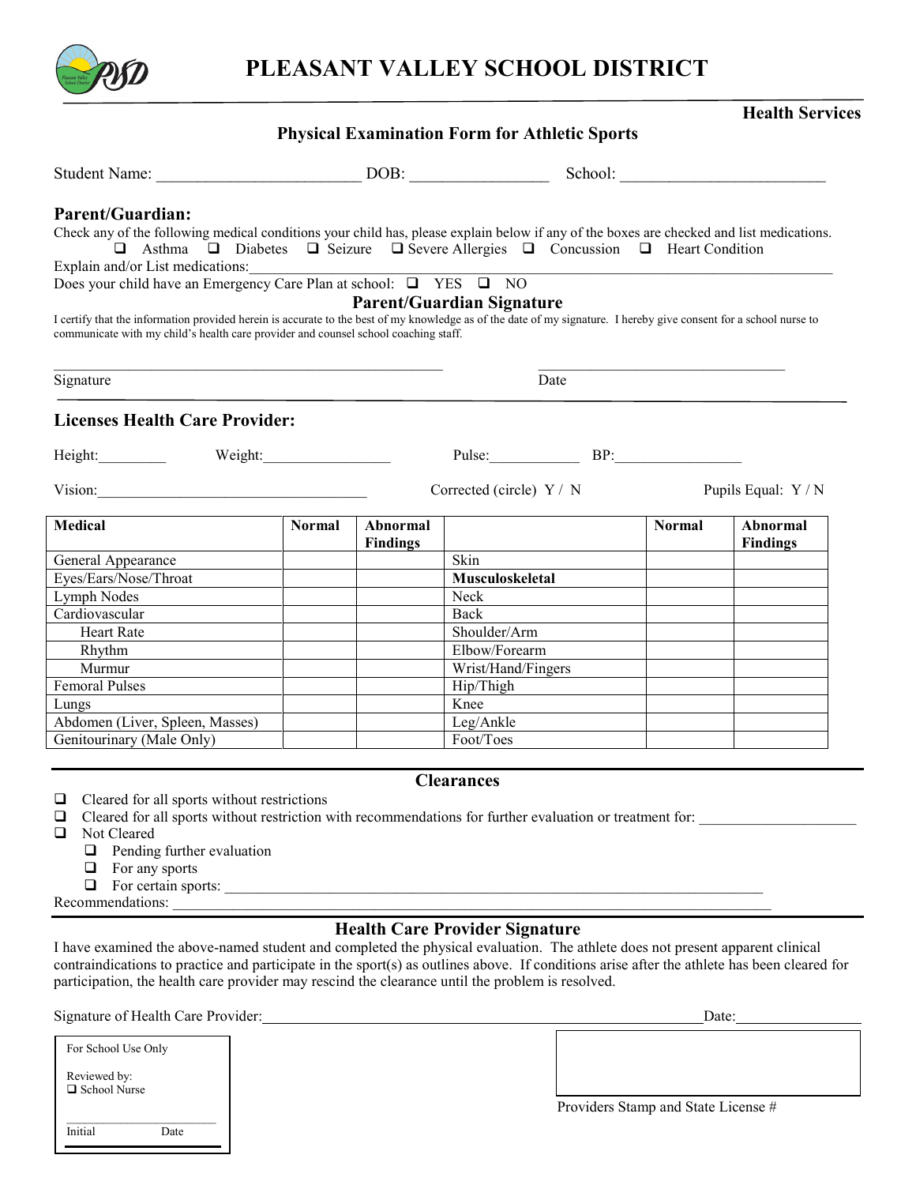# PLEASANT VALLEY SCHOOL DISTRICT

**Health Services**

## Physical Examination Form for Athletic Sports

Student Name: \_\_\_\_\_\_\_\_\_\_\_\_\_\_\_\_\_\_\_\_\_\_\_\_\_ DOB: \_\_\_\_\_\_\_\_\_\_\_\_\_\_\_\_\_ School: \_\_\_\_\_\_\_\_\_\_\_\_\_\_\_\_\_\_\_\_\_\_\_\_\_

### Parent/Guardian:

Check any of the following medical conditions your child has, please explain below if any of the boxes are checked and list medications.

❑ Asthma ❑ Diabetes ❑ Seizure ❑ Severe Allergies ❑ Concussion ❑ Heart Condition

Explain and/or List medications:\_\_\_\_\_\_\_\_\_\_\_\_\_\_\_\_\_\_\_\_\_\_\_\_\_\_\_\_\_\_\_\_\_\_\_\_\_\_\_\_\_\_\_\_\_\_\_\_\_\_\_\_\_\_\_\_\_\_\_\_\_\_\_\_\_\_\_\_\_\_\_\_\_\_\_\_\_\_\_

Does your child have an Emergency Care Plan at school: ❑ YES ❑ NO

### Parent/Guardian Signature

I certify that the information provided herein is accurate to the best of my knowledge as of the date of my signature. I hereby give consent for a school nurse to communicate with my child's health care provider and counsel school coaching staff.

\_\_\_\_\_\_\_\_\_\_\_\_\_\_\_\_\_\_\_\_\_\_\_\_\_\_\_\_\_\_\_\_\_\_\_\_\_\_\_\_\_\_\_\_\_\_\_\_\_\_\_\_ \_\_\_\_\_\_\_\_\_\_\_\_\_\_\_\_\_\_\_\_\_\_\_\_\_\_\_\_\_\_\_\_\_\_\_

Signature Date

### Licenses Health Care Provider:

Height:\_\_\_\_\_\_\_\_\_ Weight:\_\_\_\_\_\_\_\_\_\_\_\_\_\_\_\_\_ Pulse:\_\_\_\_\_\_\_\_\_\_\_\_ BP:\_\_\_\_\_\_\_\_\_\_\_\_\_\_\_\_\_

Vision:\_\_\_\_\_\_\_\_\_\_\_\_\_\_\_\_\_\_\_\_\_\_\_\_\_\_\_\_\_\_\_\_\_\_\_\_ Corrected (circle) Y / N Pupils Equal: Y / N

| Medical | Normal | Abnormal Findings | | Normal | Abnormal Findings |
|---|---|---|---|---|---|
| General Appearance | | | Skin | | |
| Eyes/Ears/Nose/Throat | | | **Musculoskeletal** | | |
| Lymph Nodes | | | Neck | | |
| Cardiovascular | | | Back | | |
| Heart Rate | | | Shoulder/Arm | | |
| Rhythm | | | Elbow/Forearm | | |
| Murmur | | | Wrist/Hand/Fingers | | |
| Femoral Pulses | | | Hip/Thigh | | |
| Lungs | | | Knee | | |
| Abdomen (Liver, Spleen, Masses) | | | Leg/Ankle | | |
| Genitourinary (Male Only) | | | Foot/Toes | | |

### Clearances

- ❑ Cleared for all sports without restrictions
- ❑ Cleared for all sports without restriction with recommendations for further evaluation or treatment for: \_\_\_\_\_\_\_\_\_\_\_\_\_\_\_\_\_\_\_\_\_
- ❑ Not Cleared
  - ❑ Pending further evaluation
  - ❑ For any sports
  - ❑ For certain sports: \_\_\_\_\_\_\_\_\_\_\_\_\_\_\_\_\_\_\_\_\_\_\_\_\_\_\_\_\_\_\_\_\_\_\_\_\_\_\_\_\_\_\_\_\_\_\_\_\_\_\_\_\_\_\_\_\_\_\_\_\_\_\_\_\_\_\_\_\_\_\_\_\_\_\_\_\_\_

Recommendations: \_\_\_\_\_\_\_\_\_\_\_\_\_\_\_\_\_\_\_\_\_\_\_\_\_\_\_\_\_\_\_\_\_\_\_\_\_\_\_\_\_\_\_\_\_\_\_\_\_\_\_\_\_\_\_\_\_\_\_\_\_\_\_\_\_\_\_\_\_\_\_\_\_\_\_\_\_\_\_\_\_\_\_\_\_\_

### Health Care Provider Signature

I have examined the above-named student and completed the physical evaluation. The athlete does not present apparent clinical contraindications to practice and participate in the sport(s) as outlines above. If conditions arise after the athlete has been cleared for participation, the health care provider may rescind the clearance until the problem is resolved.

Signature of Health Care Provider:\_\_\_\_\_\_\_\_\_\_\_\_\_\_\_\_\_\_\_\_\_\_\_\_\_\_\_\_\_\_\_\_\_\_\_\_\_\_\_\_\_\_\_\_\_\_\_\_\_\_\_\_\_\_\_\_\_\_\_\_\_\_Date:\_\_\_\_\_\_\_\_\_\_\_\_\_\_\_\_\_

For School Use Only

Reviewed by:
❑ School Nurse

\_\_\_\_\_\_\_\_\_\_\_\_\_\_\_\_\_\_\_\_\_\_\_\_\_\_

Initial Date

Providers Stamp and State License #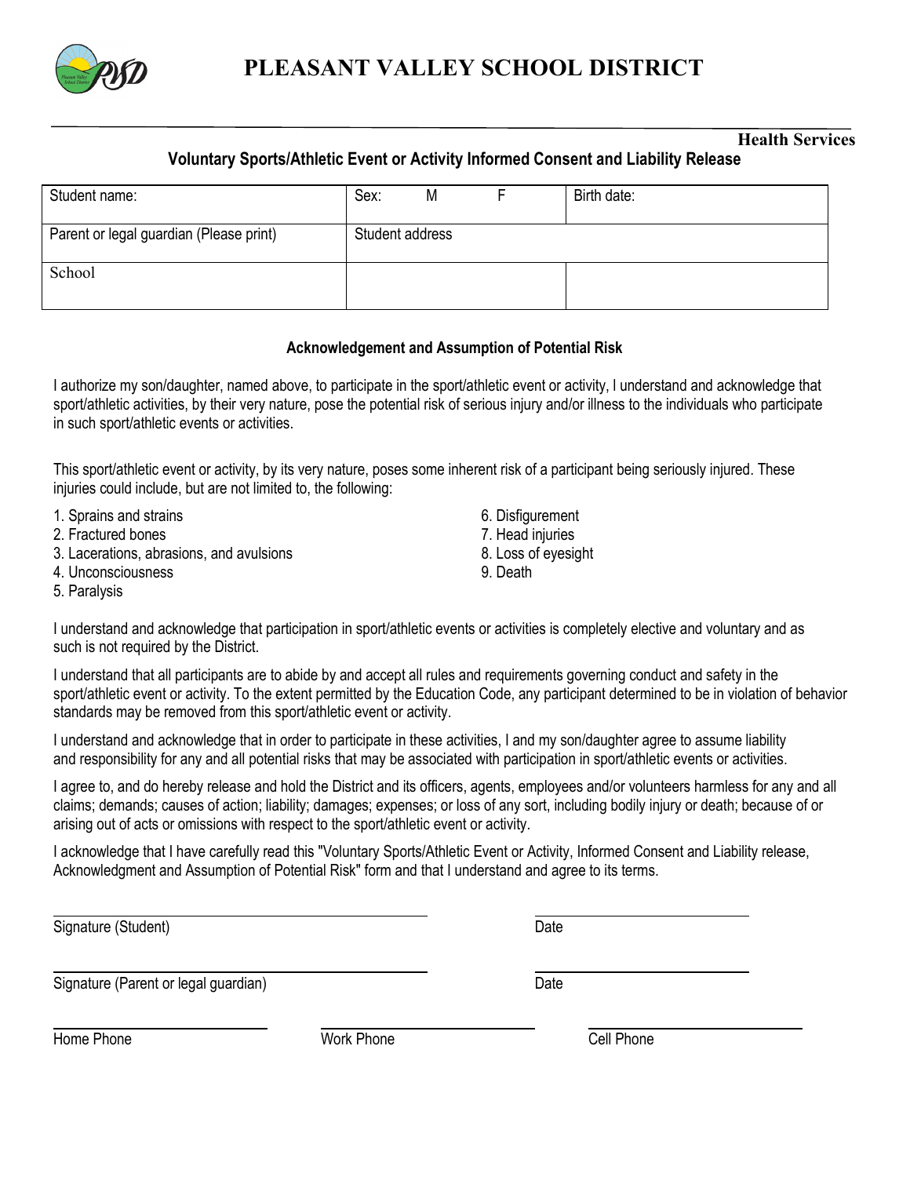# PLEASANT VALLEY SCHOOL DISTRICT

**Health Services**

### Voluntary Sports/Athletic Event or Activity Informed Consent and Liability Release

| Student name: | Sex: M F | Birth date: |
|---|---|---|
| Parent or legal guardian (Please print) | Student address | |
| School | | |

#### Acknowledgement and Assumption of Potential Risk

I authorize my son/daughter, named above, to participate in the sport/athletic event or activity, I understand and acknowledge that sport/athletic activities, by their very nature, pose the potential risk of serious injury and/or illness to the individuals who participate in such sport/athletic events or activities.

This sport/athletic event or activity, by its very nature, poses some inherent risk of a participant being seriously injured. These injuries could include, but are not limited to, the following:

1. Sprains and strains
2. Fractured bones
3. Lacerations, abrasions, and avulsions
4. Unconsciousness
5. Paralysis
6. Disfigurement
7. Head injuries
8. Loss of eyesight
9. Death

I understand and acknowledge that participation in sport/athletic events or activities is completely elective and voluntary and as such is not required by the District.

I understand that all participants are to abide by and accept all rules and requirements governing conduct and safety in the sport/athletic event or activity. To the extent permitted by the Education Code, any participant determined to be in violation of behavior standards may be removed from this sport/athletic event or activity.

I understand and acknowledge that in order to participate in these activities, I and my son/daughter agree to assume liability and responsibility for any and all potential risks that may be associated with participation in sport/athletic events or activities.

I agree to, and do hereby release and hold the District and its officers, agents, employees and/or volunteers harmless for any and all claims; demands; causes of action; liability; damages; expenses; or loss of any sort, including bodily injury or death; because of or arising out of acts or omissions with respect to the sport/athletic event or activity.

I acknowledge that I have carefully read this "Voluntary Sports/Athletic Event or Activity, Informed Consent and Liability release, Acknowledgment and Assumption of Potential Risk" form and that I understand and agree to its terms.

______________________________ ______________
Signature (Student) Date

______________________________ ______________
Signature (Parent or legal guardian) Date

______________ ______________ ______________
Home Phone Work Phone Cell Phone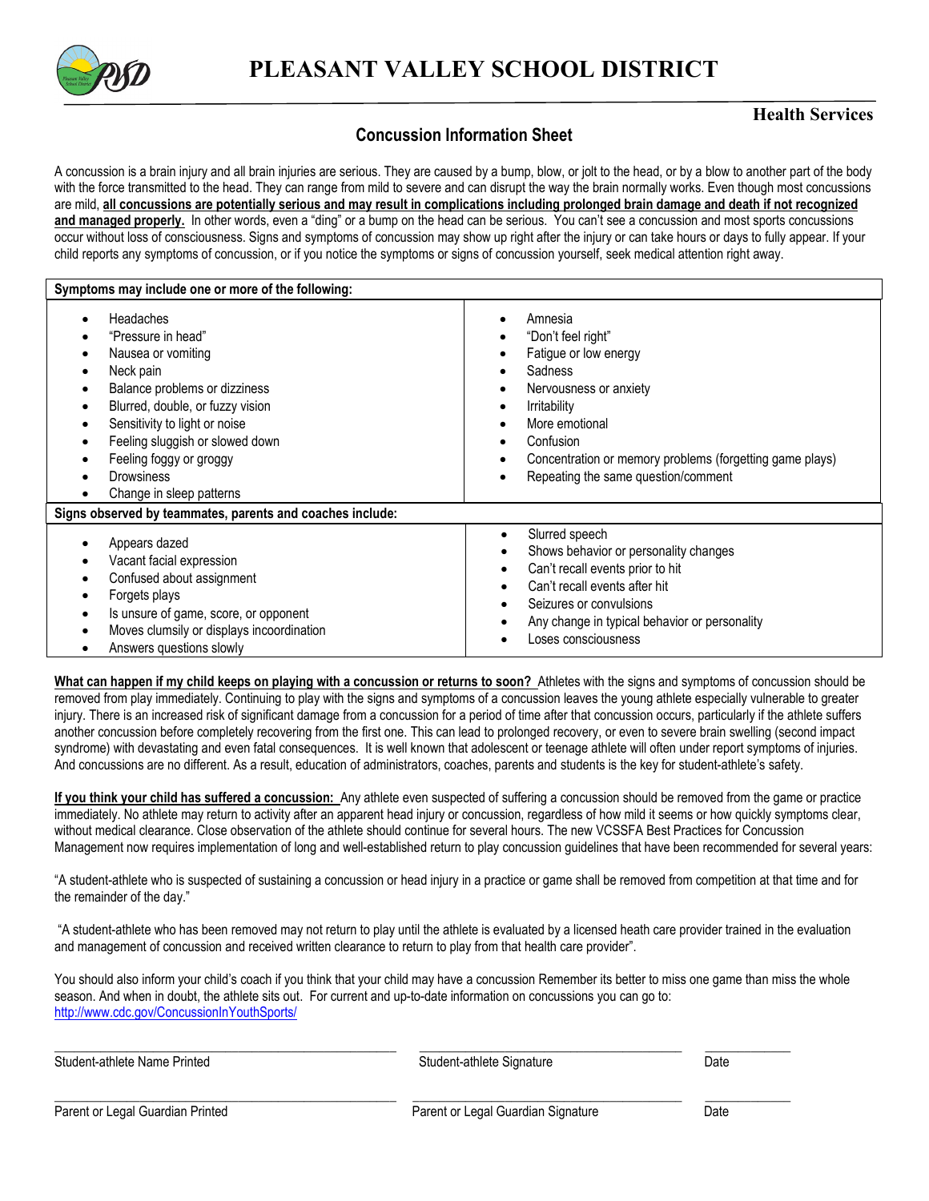# PLEASANT VALLEY SCHOOL DISTRICT

**Health Services**

## Concussion Information Sheet

A concussion is a brain injury and all brain injuries are serious. They are caused by a bump, blow, or jolt to the head, or by a blow to another part of the body with the force transmitted to the head. They can range from mild to severe and can disrupt the way the brain normally works. Even though most concussions are mild, **all concussions are potentially serious and may result in complications including prolonged brain damage and death if not recognized and managed properly.** In other words, even a "ding" or a bump on the head can be serious. You can't see a concussion and most sports concussions occur without loss of consciousness. Signs and symptoms of concussion may show up right after the injury or can take hours or days to fully appear. If your child reports any symptoms of concussion, or if you notice the symptoms or signs of concussion yourself, seek medical attention right away.

| **Symptoms may include one or more of the following:** | |
|---|---|
| • Headaches<br>• "Pressure in head"<br>• Nausea or vomiting<br>• Neck pain<br>• Balance problems or dizziness<br>• Blurred, double, or fuzzy vision<br>• Sensitivity to light or noise<br>• Feeling sluggish or slowed down<br>• Feeling foggy or groggy<br>• Drowsiness<br>• Change in sleep patterns | • Amnesia<br>• "Don't feel right"<br>• Fatigue or low energy<br>• Sadness<br>• Nervousness or anxiety<br>• Irritability<br>• More emotional<br>• Confusion<br>• Concentration or memory problems (forgetting game plays)<br>• Repeating the same question/comment |
| **Signs observed by teammates, parents and coaches include:** | |
| • Appears dazed<br>• Vacant facial expression<br>• Confused about assignment<br>• Forgets plays<br>• Is unsure of game, score, or opponent<br>• Moves clumsily or displays incoordination<br>• Answers questions slowly | • Slurred speech<br>• Shows behavior or personality changes<br>• Can't recall events prior to hit<br>• Can't recall events after hit<br>• Seizures or convulsions<br>• Any change in typical behavior or personality<br>• Loses consciousness |

**What can happen if my child keeps on playing with a concussion or returns to soon?** Athletes with the signs and symptoms of concussion should be removed from play immediately. Continuing to play with the signs and symptoms of a concussion leaves the young athlete especially vulnerable to greater injury. There is an increased risk of significant damage from a concussion for a period of time after that concussion occurs, particularly if the athlete suffers another concussion before completely recovering from the first one. This can lead to prolonged recovery, or even to severe brain swelling (second impact syndrome) with devastating and even fatal consequences. It is well known that adolescent or teenage athlete will often under report symptoms of injuries. And concussions are no different. As a result, education of administrators, coaches, parents and students is the key for student-athlete's safety.

**If you think your child has suffered a concussion:** Any athlete even suspected of suffering a concussion should be removed from the game or practice immediately. No athlete may return to activity after an apparent head injury or concussion, regardless of how mild it seems or how quickly symptoms clear, without medical clearance. Close observation of the athlete should continue for several hours. The new VCSSFA Best Practices for Concussion Management now requires implementation of long and well-established return to play concussion guidelines that have been recommended for several years:

"A student-athlete who is suspected of sustaining a concussion or head injury in a practice or game shall be removed from competition at that time and for the remainder of the day."

"A student-athlete who has been removed may not return to play until the athlete is evaluated by a licensed heath care provider trained in the evaluation and management of concussion and received written clearance to return to play from that health care provider".

You should also inform your child's coach if you think that your child may have a concussion Remember its better to miss one game than miss the whole season. And when in doubt, the athlete sits out. For current and up-to-date information on concussions you can go to: http://www.cdc.gov/ConcussionInYouthSports/

_______________________________ Student-athlete Name Printed

_______________________________ Student-athlete Signature

__________ Date

_______________________________ Parent or Legal Guardian Printed

_______________________________ Parent or Legal Guardian Signature

__________ Date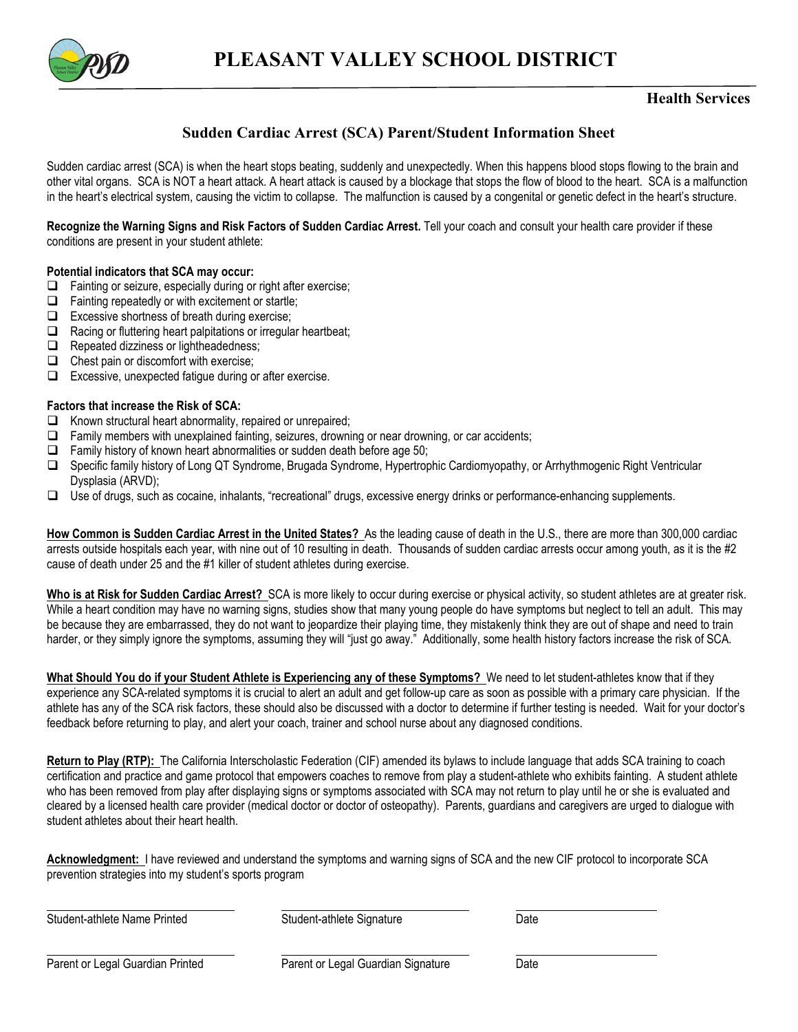# PLEASANT VALLEY SCHOOL DISTRICT

**Health Services**

## Sudden Cardiac Arrest (SCA) Parent/Student Information Sheet

Sudden cardiac arrest (SCA) is when the heart stops beating, suddenly and unexpectedly. When this happens blood stops flowing to the brain and other vital organs. SCA is NOT a heart attack. A heart attack is caused by a blockage that stops the flow of blood to the heart. SCA is a malfunction in the heart's electrical system, causing the victim to collapse. The malfunction is caused by a congenital or genetic defect in the heart's structure.

**Recognize the Warning Signs and Risk Factors of Sudden Cardiac Arrest.** Tell your coach and consult your health care provider if these conditions are present in your student athlete:

**Potential indicators that SCA may occur:**

- ☐ Fainting or seizure, especially during or right after exercise;
- ☐ Fainting repeatedly or with excitement or startle;
- ☐ Excessive shortness of breath during exercise;
- ☐ Racing or fluttering heart palpitations or irregular heartbeat;
- ☐ Repeated dizziness or lightheadedness;
- ☐ Chest pain or discomfort with exercise;
- ☐ Excessive, unexpected fatigue during or after exercise.

**Factors that increase the Risk of SCA:**

- ☐ Known structural heart abnormality, repaired or unrepaired;
- ☐ Family members with unexplained fainting, seizures, drowning or near drowning, or car accidents;
- ☐ Family history of known heart abnormalities or sudden death before age 50;
- ☐ Specific family history of Long QT Syndrome, Brugada Syndrome, Hypertrophic Cardiomyopathy, or Arrhythmogenic Right Ventricular Dysplasia (ARVD);
- ☐ Use of drugs, such as cocaine, inhalants, "recreational" drugs, excessive energy drinks or performance-enhancing supplements.

**How Common is Sudden Cardiac Arrest in the United States?** As the leading cause of death in the U.S., there are more than 300,000 cardiac arrests outside hospitals each year, with nine out of 10 resulting in death. Thousands of sudden cardiac arrests occur among youth, as it is the #2 cause of death under 25 and the #1 killer of student athletes during exercise.

**Who is at Risk for Sudden Cardiac Arrest?** SCA is more likely to occur during exercise or physical activity, so student athletes are at greater risk. While a heart condition may have no warning signs, studies show that many young people do have symptoms but neglect to tell an adult. This may be because they are embarrassed, they do not want to jeopardize their playing time, they mistakenly think they are out of shape and need to train harder, or they simply ignore the symptoms, assuming they will "just go away." Additionally, some health history factors increase the risk of SCA.

**What Should You do if your Student Athlete is Experiencing any of these Symptoms?** We need to let student-athletes know that if they experience any SCA-related symptoms it is crucial to alert an adult and get follow-up care as soon as possible with a primary care physician. If the athlete has any of the SCA risk factors, these should also be discussed with a doctor to determine if further testing is needed. Wait for your doctor's feedback before returning to play, and alert your coach, trainer and school nurse about any diagnosed conditions.

**Return to Play (RTP):** The California Interscholastic Federation (CIF) amended its bylaws to include language that adds SCA training to coach certification and practice and game protocol that empowers coaches to remove from play a student-athlete who exhibits fainting. A student athlete who has been removed from play after displaying signs or symptoms associated with SCA may not return to play until he or she is evaluated and cleared by a licensed health care provider (medical doctor or doctor of osteopathy). Parents, guardians and caregivers are urged to dialogue with student athletes about their heart health.

**Acknowledgment:** I have reviewed and understand the symptoms and warning signs of SCA and the new CIF protocol to incorporate SCA prevention strategies into my student's sports program

| | | |
|---|---|---|
| ____________________ | ____________________ | ____________________ |
| Student-athlete Name Printed | Student-athlete Signature | Date |
| ____________________ | ____________________ | ____________________ |
| Parent or Legal Guardian Printed | Parent or Legal Guardian Signature | Date |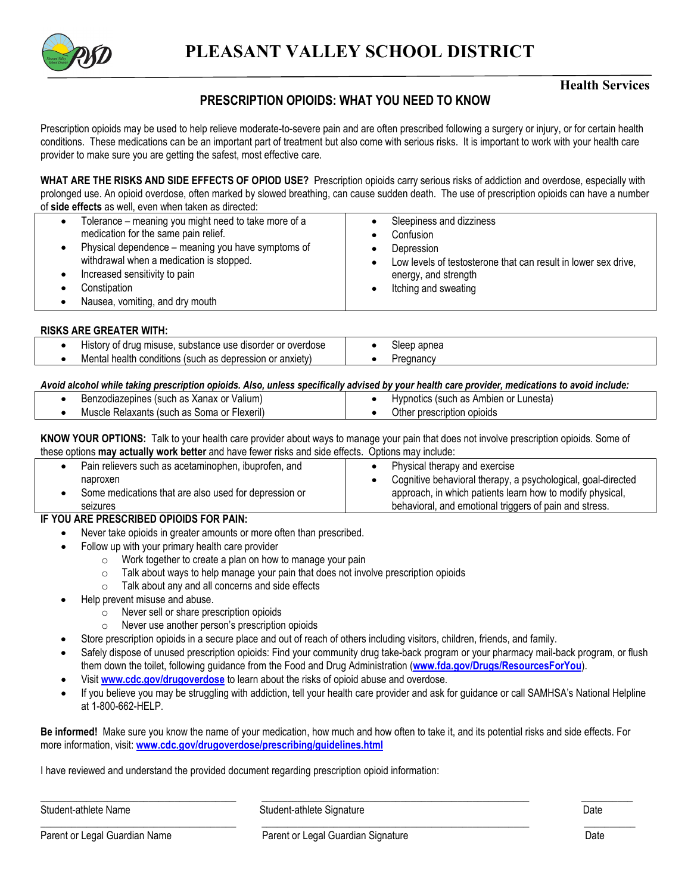# PLEASANT VALLEY SCHOOL DISTRICT

**Health Services**

## PRESCRIPTION OPIOIDS: WHAT YOU NEED TO KNOW

Prescription opioids may be used to help relieve moderate-to-severe pain and are often prescribed following a surgery or injury, or for certain health conditions. These medications can be an important part of treatment but also come with serious risks. It is important to work with your health care provider to make sure you are getting the safest, most effective care.

**WHAT ARE THE RISKS AND SIDE EFFECTS OF OPIOD USE?** Prescription opioids carry serious risks of addiction and overdose, especially with prolonged use. An opioid overdose, often marked by slowed breathing, can cause sudden death. The use of prescription opioids can have a number of **side effects** as well, even when taken as directed:

- Tolerance – meaning you might need to take more of a medication for the same pain relief.
- Physical dependence – meaning you have symptoms of withdrawal when a medication is stopped.
- Increased sensitivity to pain
- Constipation
- Nausea, vomiting, and dry mouth
- Sleepiness and dizziness
- Confusion
- Depression
- Low levels of testosterone that can result in lower sex drive, energy, and strength
- Itching and sweating

**RISKS ARE GREATER WITH:**

- History of drug misuse, substance use disorder or overdose
- Mental health conditions (such as depression or anxiety)
- Sleep apnea
- Pregnancy

***Avoid alcohol while taking prescription opioids. Also, unless specifically advised by your health care provider, medications to avoid include:***

- Benzodiazepines (such as Xanax or Valium)
- Muscle Relaxants (such as Soma or Flexeril)
- Hypnotics (such as Ambien or Lunesta)
- Other prescription opioids

**KNOW YOUR OPTIONS:** Talk to your health care provider about ways to manage your pain that does not involve prescription opioids. Some of these options **may actually work better** and have fewer risks and side effects. Options may include:

- Pain relievers such as acetaminophen, ibuprofen, and naproxen
- Some medications that are also used for depression or seizures
- Physical therapy and exercise
- Cognitive behavioral therapy, a psychological, goal-directed approach, in which patients learn how to modify physical, behavioral, and emotional triggers of pain and stress.

**IF YOU ARE PRESCRIBED OPIOIDS FOR PAIN:**

- Never take opioids in greater amounts or more often than prescribed.
- Follow up with your primary health care provider
  - Work together to create a plan on how to manage your pain
  - Talk about ways to help manage your pain that does not involve prescription opioids
  - Talk about any and all concerns and side effects
- Help prevent misuse and abuse.
  - Never sell or share prescription opioids
  - Never use another person's prescription opioids
- Store prescription opioids in a secure place and out of reach of others including visitors, children, friends, and family.
- Safely dispose of unused prescription opioids: Find your community drug take-back program or your pharmacy mail-back program, or flush them down the toilet, following guidance from the Food and Drug Administration (**www.fda.gov/Drugs/ResourcesForYou**).
- Visit **www.cdc.gov/drugoverdose** to learn about the risks of opioid abuse and overdose.
- If you believe you may be struggling with addiction, tell your health care provider and ask for guidance or call SAMHSA's National Helpline at 1-800-662-HELP.

**Be informed!** Make sure you know the name of your medication, how much and how often to take it, and its potential risks and side effects. For more information, visit: **www.cdc.gov/drugoverdose/prescribing/guidelines.html**

I have reviewed and understand the provided document regarding prescription opioid information:

| ______________________ | ______________________ | ________ |
|---|---|---|
| Student-athlete Name | Student-athlete Signature | Date |
| ______________________ | ______________________ | ________ |
| Parent or Legal Guardian Name | Parent or Legal Guardian Signature | Date |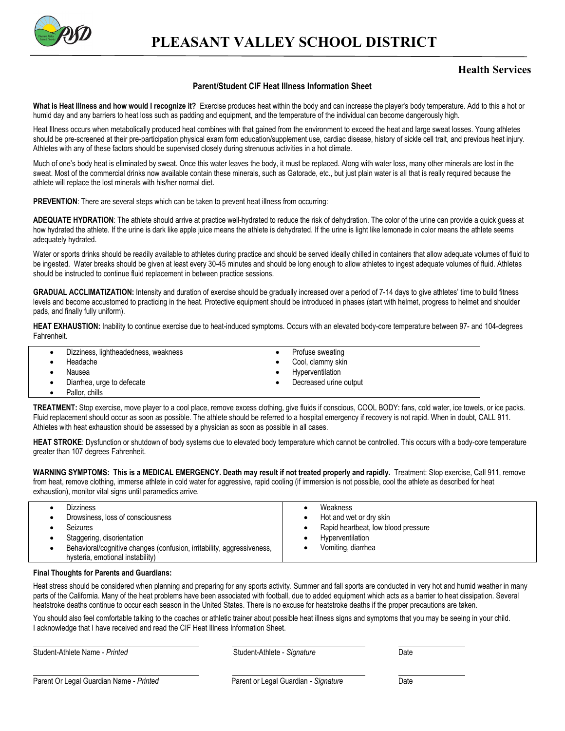# PLEASANT VALLEY SCHOOL DISTRICT

## Health Services

### Parent/Student CIF Heat Illness Information Sheet

**What is Heat Illness and how would I recognize it?** Exercise produces heat within the body and can increase the player's body temperature. Add to this a hot or humid day and any barriers to heat loss such as padding and equipment, and the temperature of the individual can become dangerously high.

Heat Illness occurs when metabolically produced heat combines with that gained from the environment to exceed the heat and large sweat losses. Young athletes should be pre-screened at their pre-participation physical exam form education/supplement use, cardiac disease, history of sickle cell trait, and previous heat injury. Athletes with any of these factors should be supervised closely during strenuous activities in a hot climate.

Much of one's body heat is eliminated by sweat. Once this water leaves the body, it must be replaced. Along with water loss, many other minerals are lost in the sweat. Most of the commercial drinks now available contain these minerals, such as Gatorade, etc., but just plain water is all that is really required because the athlete will replace the lost minerals with his/her normal diet.

**PREVENTION**: There are several steps which can be taken to prevent heat illness from occurring:

**ADEQUATE HYDRATION**: The athlete should arrive at practice well-hydrated to reduce the risk of dehydration. The color of the urine can provide a quick guess at how hydrated the athlete. If the urine is dark like apple juice means the athlete is dehydrated. If the urine is light like lemonade in color means the athlete seems adequately hydrated.

Water or sports drinks should be readily available to athletes during practice and should be served ideally chilled in containers that allow adequate volumes of fluid to be ingested. Water breaks should be given at least every 30-45 minutes and should be long enough to allow athletes to ingest adequate volumes of fluid. Athletes should be instructed to continue fluid replacement in between practice sessions.

**GRADUAL ACCLIMATIZATION:** Intensity and duration of exercise should be gradually increased over a period of 7-14 days to give athletes' time to build fitness levels and become accustomed to practicing in the heat. Protective equipment should be introduced in phases (start with helmet, progress to helmet and shoulder pads, and finally fully uniform).

**HEAT EXHAUSTION:** Inability to continue exercise due to heat-induced symptoms. Occurs with an elevated body-core temperature between 97- and 104-degrees Fahrenheit.

- Dizziness, lightheadedness, weakness
- Headache
- Nausea
- Diarrhea, urge to defecate
- Pallor, chills
- Profuse sweating
- Cool, clammy skin
- Hyperventilation
- Decreased urine output

**TREATMENT:** Stop exercise, move player to a cool place, remove excess clothing, give fluids if conscious, COOL BODY: fans, cold water, ice towels, or ice packs. Fluid replacement should occur as soon as possible. The athlete should be referred to a hospital emergency if recovery is not rapid. When in doubt, CALL 911. Athletes with heat exhaustion should be assessed by a physician as soon as possible in all cases.

**HEAT STROKE**: Dysfunction or shutdown of body systems due to elevated body temperature which cannot be controlled. This occurs with a body-core temperature greater than 107 degrees Fahrenheit.

**WARNING SYMPTOMS: This is a MEDICAL EMERGENCY. Death may result if not treated properly and rapidly.** Treatment: Stop exercise, Call 911, remove from heat, remove clothing, immerse athlete in cold water for aggressive, rapid cooling (if immersion is not possible, cool the athlete as described for heat exhaustion), monitor vital signs until paramedics arrive.

- Dizziness
- Drowsiness, loss of consciousness
- Seizures
- Staggering, disorientation
- Behavioral/cognitive changes (confusion, irritability, aggressiveness, hysteria, emotional instability)
- Weakness
- Hot and wet or dry skin
- Rapid heartbeat, low blood pressure
- Hyperventilation
- Vomiting, diarrhea

**Final Thoughts for Parents and Guardians:**

Heat stress should be considered when planning and preparing for any sports activity. Summer and fall sports are conducted in very hot and humid weather in many parts of the California. Many of the heat problems have been associated with football, due to added equipment which acts as a barrier to heat dissipation. Several heatstroke deaths continue to occur each season in the United States. There is no excuse for heatstroke deaths if the proper precautions are taken.

You should also feel comfortable talking to the coaches or athletic trainer about possible heat illness signs and symptoms that you may be seeing in your child.
I acknowledge that I have received and read the CIF Heat Illness Information Sheet.

| ______________________________ | ______________________________ | ______________ |
|---|---|---|
| Student-Athlete Name - *Printed* | Student-Athlete - *Signature* | Date |

| ______________________________ | ______________________________ | ______________ |
|---|---|---|
| Parent Or Legal Guardian Name - *Printed* | Parent or Legal Guardian - *Signature* | Date |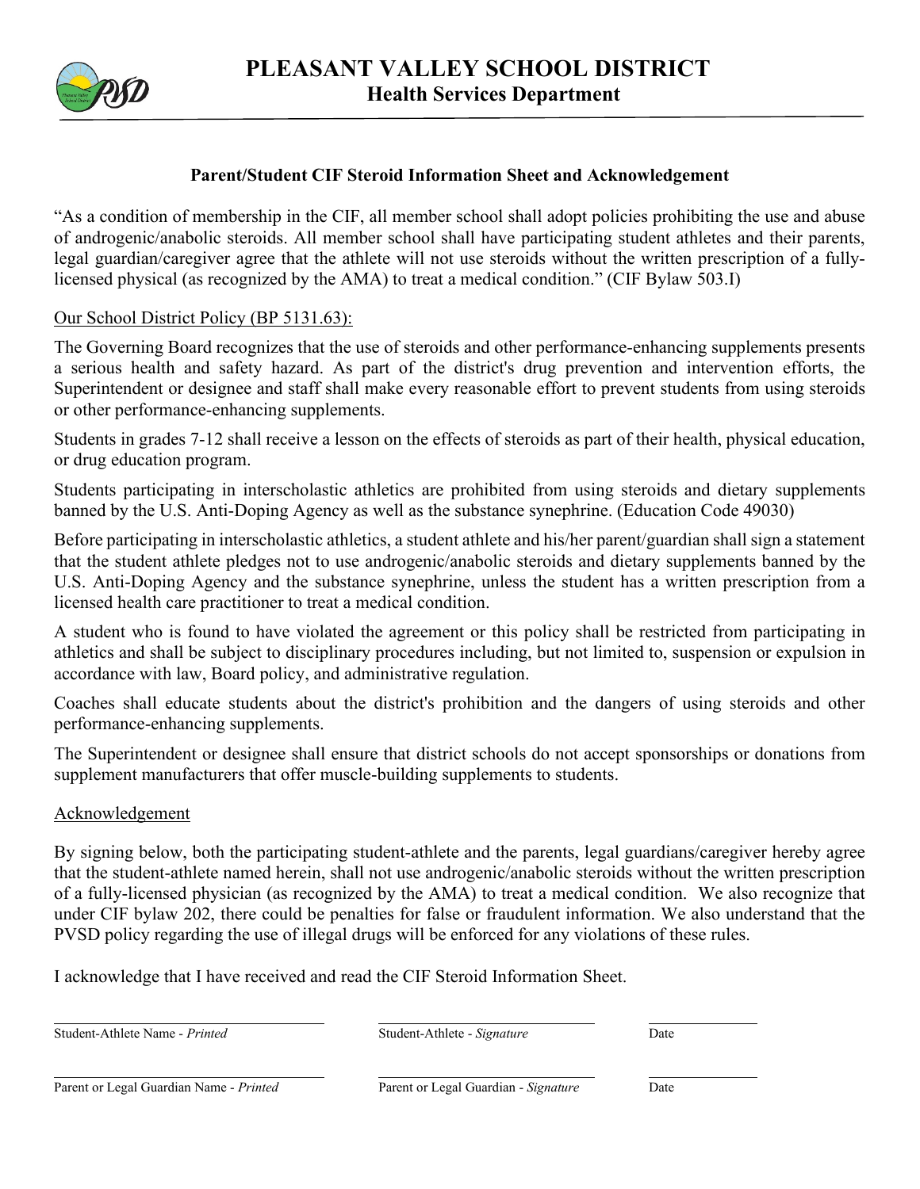# PLEASANT VALLEY SCHOOL DISTRICT
## Health Services Department

### Parent/Student CIF Steroid Information Sheet and Acknowledgement

"As a condition of membership in the CIF, all member school shall adopt policies prohibiting the use and abuse of androgenic/anabolic steroids. All member school shall have participating student athletes and their parents, legal guardian/caregiver agree that the athlete will not use steroids without the written prescription of a fully-licensed physical (as recognized by the AMA) to treat a medical condition." (CIF Bylaw 503.I)

Our School District Policy (BP 5131.63):

The Governing Board recognizes that the use of steroids and other performance-enhancing supplements presents a serious health and safety hazard. As part of the district's drug prevention and intervention efforts, the Superintendent or designee and staff shall make every reasonable effort to prevent students from using steroids or other performance-enhancing supplements.

Students in grades 7-12 shall receive a lesson on the effects of steroids as part of their health, physical education, or drug education program.

Students participating in interscholastic athletics are prohibited from using steroids and dietary supplements banned by the U.S. Anti-Doping Agency as well as the substance synephrine. (Education Code 49030)

Before participating in interscholastic athletics, a student athlete and his/her parent/guardian shall sign a statement that the student athlete pledges not to use androgenic/anabolic steroids and dietary supplements banned by the U.S. Anti-Doping Agency and the substance synephrine, unless the student has a written prescription from a licensed health care practitioner to treat a medical condition.

A student who is found to have violated the agreement or this policy shall be restricted from participating in athletics and shall be subject to disciplinary procedures including, but not limited to, suspension or expulsion in accordance with law, Board policy, and administrative regulation.

Coaches shall educate students about the district's prohibition and the dangers of using steroids and other performance-enhancing supplements.

The Superintendent or designee shall ensure that district schools do not accept sponsorships or donations from supplement manufacturers that offer muscle-building supplements to students.

Acknowledgement

By signing below, both the participating student-athlete and the parents, legal guardians/caregiver hereby agree that the student-athlete named herein, shall not use androgenic/anabolic steroids without the written prescription of a fully-licensed physician (as recognized by the AMA) to treat a medical condition. We also recognize that under CIF bylaw 202, there could be penalties for false or fraudulent information. We also understand that the PVSD policy regarding the use of illegal drugs will be enforced for any violations of these rules.

I acknowledge that I have received and read the CIF Steroid Information Sheet.

| ______________________ | ______________________ | __________ |
|---|---|---|
| Student-Athlete Name - *Printed* | Student-Athlete - *Signature* | Date |
| ______________________ | ______________________ | __________ |
| Parent or Legal Guardian Name - *Printed* | Parent or Legal Guardian - *Signature* | Date |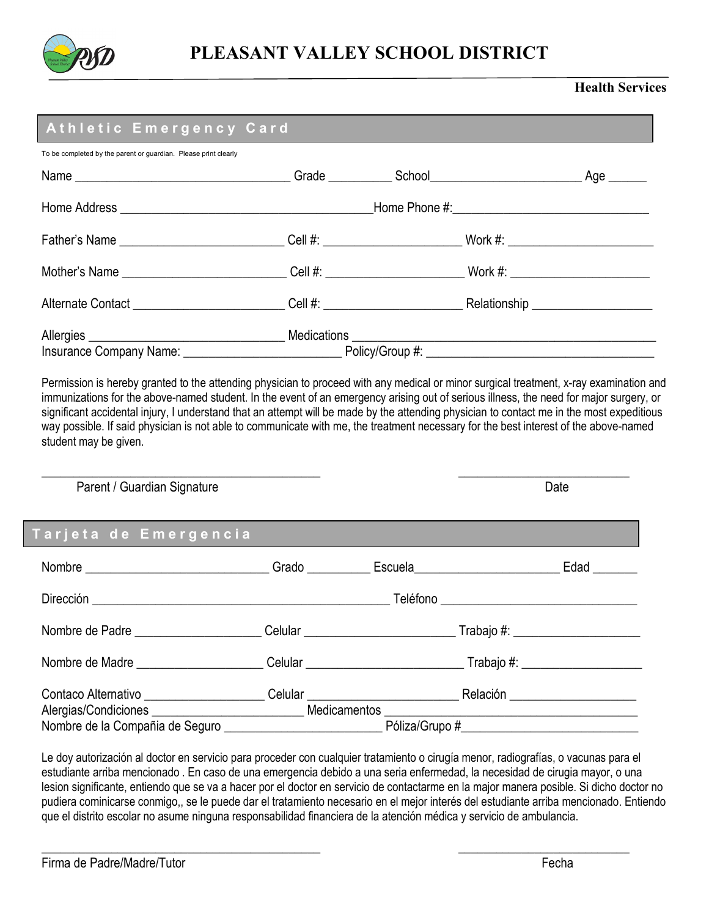# PLEASANT VALLEY SCHOOL DISTRICT

**Health Services**

## Athletic Emergency Card

To be completed by the parent or guardian. Please print clearly

Name ________________________________ Grade _________ School______________________ Age ______

Home Address ______________________________________Home Phone #:____________________________

Father's Name _________________________ Cell #: _____________________ Work #: ______________________

Mother's Name _________________________ Cell #: _____________________ Work #: ______________________

Alternate Contact _______________________ Cell #: _____________________ Relationship __________________

Allergies ______________________________ Medications _____________________________________________
Insurance Company Name: ________________________ Policy/Group #: ___________________________________

Permission is hereby granted to the attending physician to proceed with any medical or minor surgical treatment, x-ray examination and immunizations for the above-named student. In the event of an emergency arising out of serious illness, the need for major surgery, or significant accidental injury, I understand that an attempt will be made by the attending physician to contact me in the most expeditious way possible. If said physician is not able to communicate with me, the treatment necessary for the best interest of the above-named student may be given.

___________________________________________ ___________________________
Parent / Guardian Signature Date

## Tarjeta de Emergencia

Nombre ____________________________ Grado _________ Escuela______________________ Edad _______

Dirección _____________________________________________ Teléfono ______________________________

Nombre de Padre ___________________ Celular _______________________ Trabajo #: ____________________

Nombre de Madre ___________________ Celular ________________________ Trabajo #: __________________

Contaco Alternativo __________________ Celular _______________________ Relación ___________________
Alergias/Condiciones _______________________ Medicamentos _______________________________________
Nombre de la Compañia de Seguro ________________________ Póliza/Grupo #___________________________

Le doy autorización al doctor en servicio para proceder con cualquier tratamiento o cirugía menor, radiografías, o vacunas para el estudiante arriba mencionado . En caso de una emergencia debido a una seria enfermedad, la necesidad de cirugia mayor, o una lesion significante, entiendo que se va a hacer por el doctor en servicio de contactarme en la major manera posible. Si dicho doctor no pudiera cominicarse conmigo,, se le puede dar el tratamiento necesario en el mejor interés del estudiante arriba mencionado. Entiendo que el distrito escolar no asume ninguna responsabilidad financiera de la atención médica y servicio de ambulancia.

___________________________________________ ___________________________
Firma de Padre/Madre/Tutor Fecha